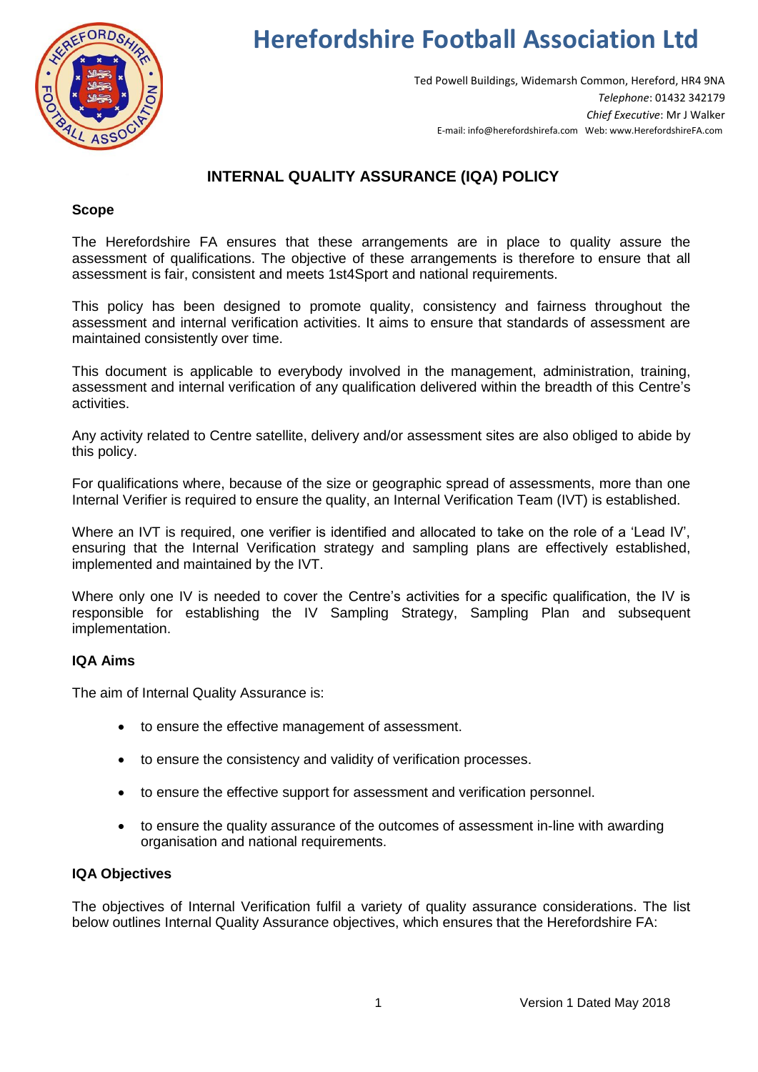# Herefordshire Football Association Ltd

Ted Powell Buildings, Widemarsh Common, Hereford, HR4 9NA
*Telephone*: 01432 342179
*Chief Executive*: Mr J Walker
E-mail: info@herefordshirefa.com Web: www.HerefordshireFA.com

## INTERNAL QUALITY ASSURANCE (IQA) POLICY

### Scope

The Herefordshire FA ensures that these arrangements are in place to quality assure the assessment of qualifications. The objective of these arrangements is therefore to ensure that all assessment is fair, consistent and meets 1st4Sport and national requirements.

This policy has been designed to promote quality, consistency and fairness throughout the assessment and internal verification activities. It aims to ensure that standards of assessment are maintained consistently over time.

This document is applicable to everybody involved in the management, administration, training, assessment and internal verification of any qualification delivered within the breadth of this Centre's activities.

Any activity related to Centre satellite, delivery and/or assessment sites are also obliged to abide by this policy.

For qualifications where, because of the size or geographic spread of assessments, more than one Internal Verifier is required to ensure the quality, an Internal Verification Team (IVT) is established.

Where an IVT is required, one verifier is identified and allocated to take on the role of a 'Lead IV', ensuring that the Internal Verification strategy and sampling plans are effectively established, implemented and maintained by the IVT.

Where only one IV is needed to cover the Centre's activities for a specific qualification, the IV is responsible for establishing the IV Sampling Strategy, Sampling Plan and subsequent implementation.

### IQA Aims

The aim of Internal Quality Assurance is:

- to ensure the effective management of assessment.
- to ensure the consistency and validity of verification processes.
- to ensure the effective support for assessment and verification personnel.
- to ensure the quality assurance of the outcomes of assessment in-line with awarding organisation and national requirements.

### IQA Objectives

The objectives of Internal Verification fulfil a variety of quality assurance considerations. The list below outlines Internal Quality Assurance objectives, which ensures that the Herefordshire FA: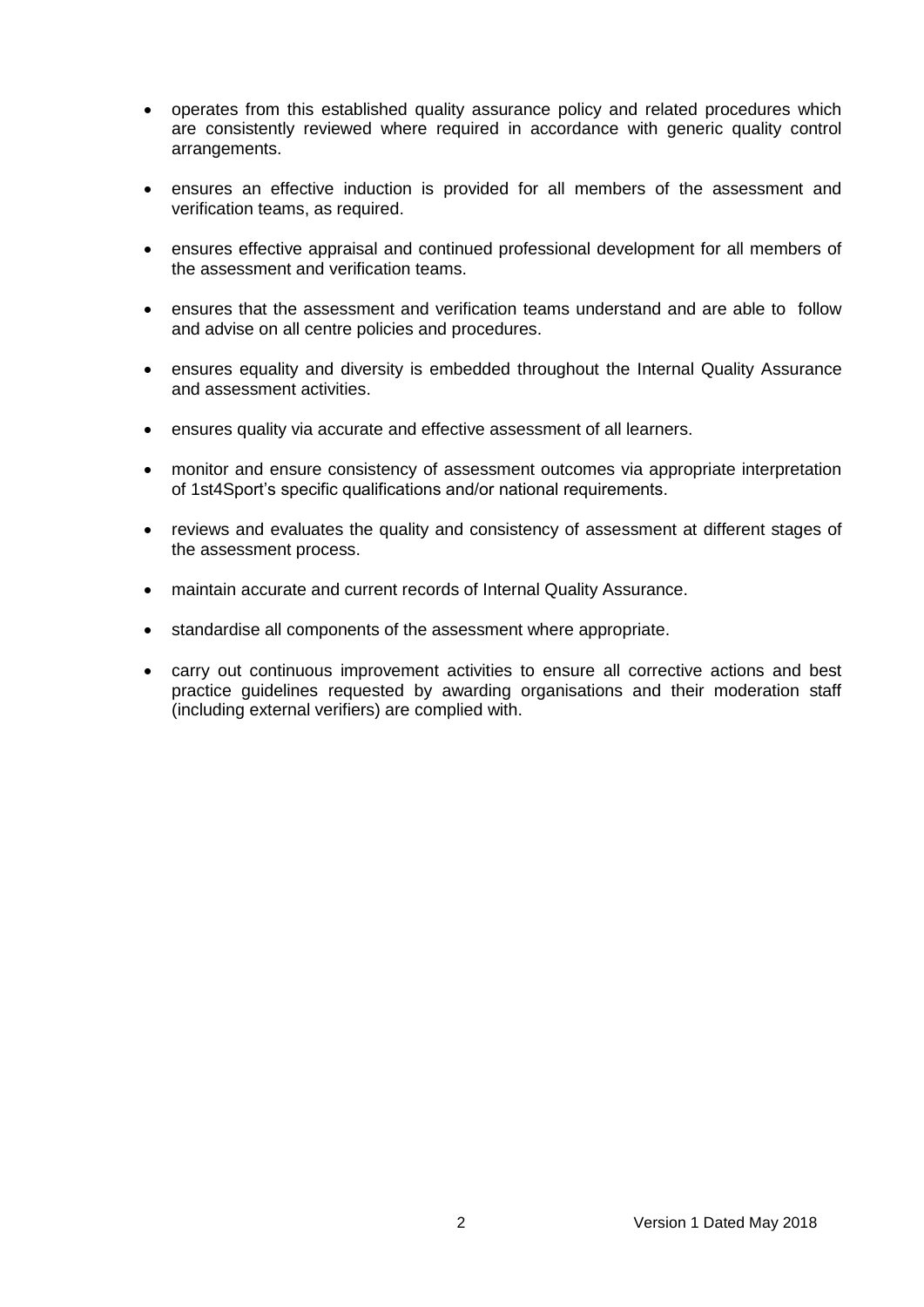- operates from this established quality assurance policy and related procedures which are consistently reviewed where required in accordance with generic quality control arrangements.

- ensures an effective induction is provided for all members of the assessment and verification teams, as required.

- ensures effective appraisal and continued professional development for all members of the assessment and verification teams.

- ensures that the assessment and verification teams understand and are able to follow and advise on all centre policies and procedures.

- ensures equality and diversity is embedded throughout the Internal Quality Assurance and assessment activities.

- ensures quality via accurate and effective assessment of all learners.

- monitor and ensure consistency of assessment outcomes via appropriate interpretation of 1st4Sport's specific qualifications and/or national requirements.

- reviews and evaluates the quality and consistency of assessment at different stages of the assessment process.

- maintain accurate and current records of Internal Quality Assurance.

- standardise all components of the assessment where appropriate.

- carry out continuous improvement activities to ensure all corrective actions and best practice guidelines requested by awarding organisations and their moderation staff (including external verifiers) are complied with.